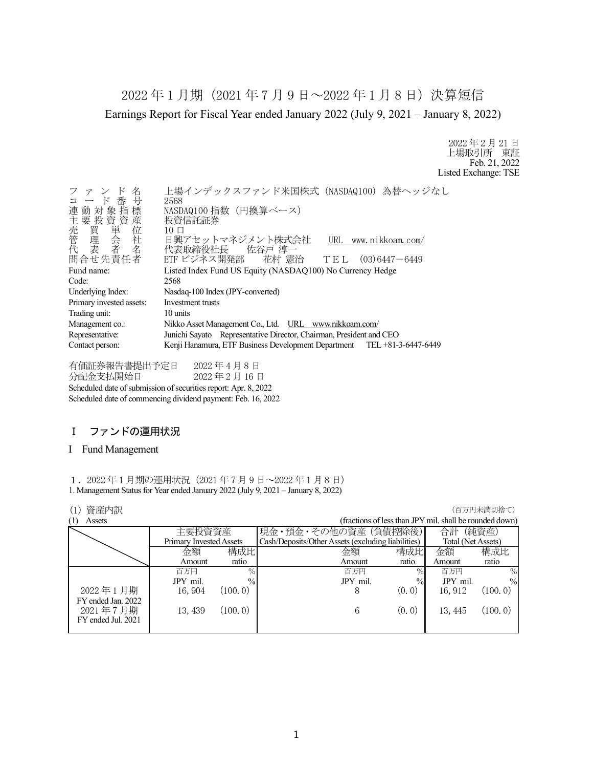# 2022 年 1 月期（2021 年 7 月 9 日～2022 年 1 月 8 日）決算短信

Earnings Report for Fiscal Year ended January 2022 (July 9, 2021 – January 8, 2022)

2022 年 2 月 21 日
上場取引所　東証
Feb. 21, 2022
Listed Exchange: TSE

| | |
|---|---|
| ファンド名 | 上場インデックスファンド米国株式（NASDAQ100）為替ヘッジなし |
| コード番号 | 2568 |
| 連動対象指標 | NASDAQ100 指数（円換算ベース） |
| 主要投資資産 | 投資信託証券 |
| 売買単位 | 10 口 |
| 管理会社 | 日興アセットマネジメント株式会社　URL　www.nikkoam.com/ |
| 代表者名 | 代表取締役社長　佐谷戸 淳一 |
| 問合せ先責任者 | ETF ビジネス開発部　花村 憲治　ＴＥＬ (03)6447－6449 |
| Fund name: | Listed Index Fund US Equity (NASDAQ100) No Currency Hedge |
| Code: | 2568 |
| Underlying Index: | Nasdaq-100 Index (JPY-converted) |
| Primary invested assets: | Investment trusts |
| Trading unit: | 10 units |
| Management co.: | Nikko Asset Management Co., Ltd.　URL　www.nikkoam.com/ |
| Representative: | Junichi Sayato　Representative Director, Chairman, President and CEO |
| Contact person: | Kenji Hanamura, ETF Business Development Department　TEL +81-3-6447-6449 |

有価証券報告書提出予定日　2022 年 4 月 8 日
分配金支払開始日　2022 年 2 月 16 日
Scheduled date of submission of securities report: Apr. 8, 2022
Scheduled date of commencing dividend payment: Feb. 16, 2022

## Ⅰ　ファンドの運用状況

## I　Fund Management

### １．2022 年 1 月期の運用状況（2021 年 7 月 9 日～2022 年 1 月 8 日）

### 1. Management Status for Year ended January 2022 (July 9, 2021 – January 8, 2022)

(1) 資産内訳　（百万円未満切捨て）
(1) Assets　(fractions of less than JPY mil. shall be rounded down)

| | 主要投資資産 Primary Invested Assets | | 現金・預金・その他の資産（負債控除後） Cash/Deposits/Other Assets (excluding liabilities) | | 合計（純資産） Total (Net Assets) | |
|---|---|---|---|---|---|---|
| | 金額 Amount | 構成比 ratio | 金額 Amount | 構成比 ratio | 金額 Amount | 構成比 ratio |
| | 百万円 JPY mil. | % | 百万円 JPY mil. | % | 百万円 JPY mil. | % |
| 2022 年 1 月期 FY ended Jan. 2022 | 16,904 | (100.0) | 8 | (0.0) | 16,912 | (100.0) |
| 2021 年 7 月期 FY ended Jul. 2021 | 13,439 | (100.0) | 6 | (0.0) | 13,445 | (100.0) |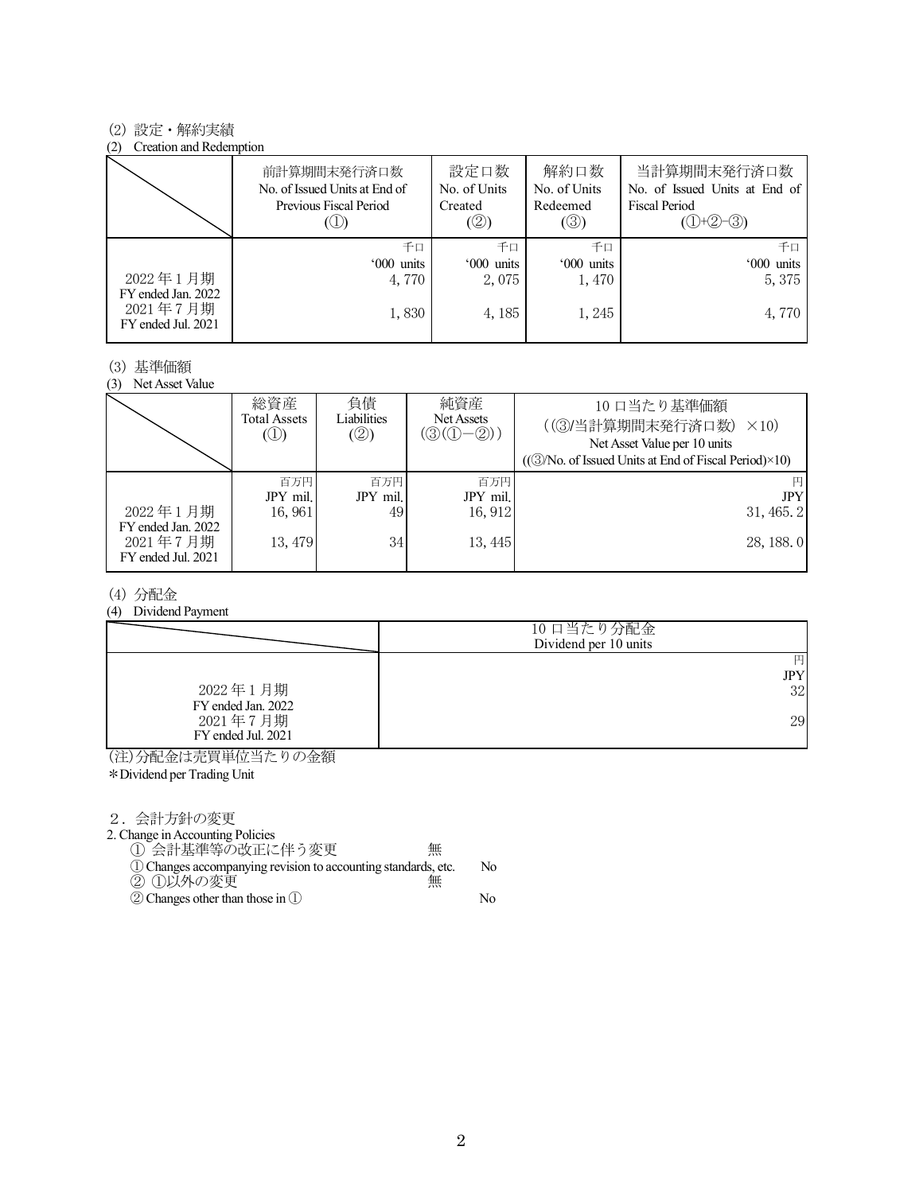(2) 設定・解約実績
(2) Creation and Redemption

| | 前計算期間末発行済口数<br>No. of Issued Units at End of Previous Fiscal Period<br>(①) | 設定口数<br>No. of Units Created<br>(②) | 解約口数<br>No. of Units Redeemed<br>(③) | 当計算期間末発行済口数<br>No. of Issued Units at End of Fiscal Period<br>(①+②-③) |
|---|---|---|---|---|
| | 千口<br>'000 units | 千口<br>'000 units | 千口<br>'000 units | 千口<br>'000 units |
| 2022年1月期<br>FY ended Jan. 2022 | 4,770 | 2,075 | 1,470 | 5,375 |
| 2021年7月期<br>FY ended Jul. 2021 | 1,830 | 4,185 | 1,245 | 4,770 |

(3) 基準価額
(3) Net Asset Value

| | 総資産<br>Total Assets<br>(①) | 負債<br>Liabilities<br>(②) | 純資産<br>Net Assets<br>(③(①−②)) | 10口当たり基準価額<br>((③/当計算期間末発行済口数) ×10)<br>Net Asset Value per 10 units<br>((③/No. of Issued Units at End of Fiscal Period)×10) |
|---|---|---|---|---|
| | 百万円<br>JPY mil. | 百万円<br>JPY mil. | 百万円<br>JPY mil. | 円<br>JPY |
| 2022年1月期<br>FY ended Jan. 2022 | 16,961 | 49 | 16,912 | 31,465.2 |
| 2021年7月期<br>FY ended Jul. 2021 | 13,479 | 34 | 13,445 | 28,188.0 |

(4) 分配金
(4) Dividend Payment

| | 10口当たり分配金<br>Dividend per 10 units |
|---|---|
| | 円<br>JPY |
| 2022年1月期<br>FY ended Jan. 2022 | 32 |
| 2021年7月期<br>FY ended Jul. 2021 | 29 |

(注)分配金は売買単位当たりの金額
＊Dividend per Trading Unit

2．会計方針の変更
2. Change in Accounting Policies

① 会計基準等の改正に伴う変更　無
① Changes accompanying revision to accounting standards, etc.　No
② ①以外の変更　無
② Changes other than those in ①　No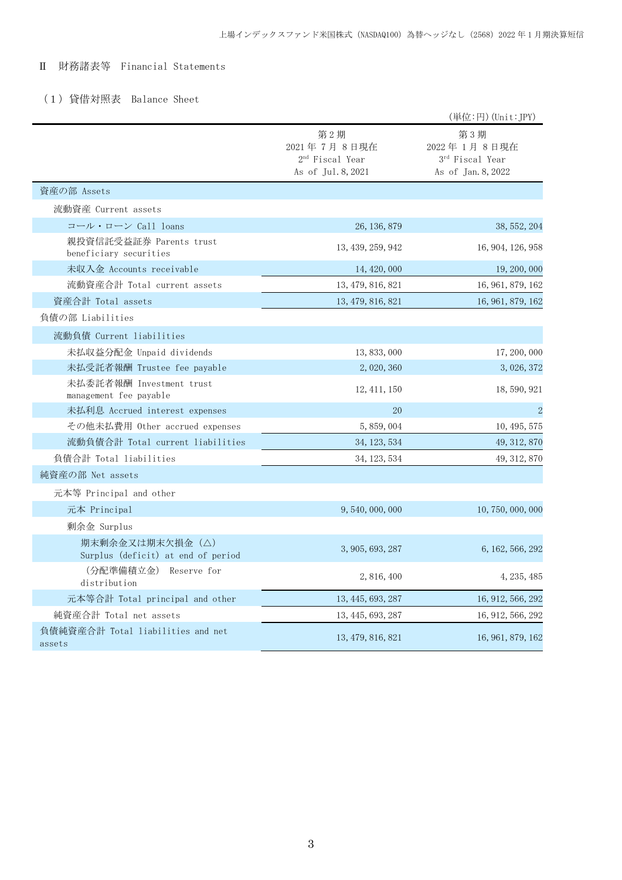## Ⅱ　財務諸表等　Financial Statements

### （１）貸借対照表　Balance Sheet

（単位：円）(Unit：JPY)

| | 第２期<br>2021年７月８日現在<br>2nd Fiscal Year<br>As of Jul.8,2021 | 第３期<br>2022年１月８日現在<br>3rd Fiscal Year<br>As of Jan.8,2022 |
|---|---|---|
| 資産の部 Assets | | |
| 流動資産 Current assets | | |
| コール・ローン Call loans | 26,136,879 | 38,552,204 |
| 親投資信託受益証券 Parents trust beneficiary securities | 13,439,259,942 | 16,904,126,958 |
| 未収入金 Accounts receivable | 14,420,000 | 19,200,000 |
| 流動資産合計 Total current assets | 13,479,816,821 | 16,961,879,162 |
| 資産合計 Total assets | 13,479,816,821 | 16,961,879,162 |
| 負債の部 Liabilities | | |
| 流動負債 Current liabilities | | |
| 未払収益分配金 Unpaid dividends | 13,833,000 | 17,200,000 |
| 未払受託者報酬 Trustee fee payable | 2,020,360 | 3,026,372 |
| 未払委託者報酬 Investment trust management fee payable | 12,411,150 | 18,590,921 |
| 未払利息 Accrued interest expenses | 20 | 2 |
| その他未払費用 Other accrued expenses | 5,859,004 | 10,495,575 |
| 流動負債合計 Total current liabilities | 34,123,534 | 49,312,870 |
| 負債合計 Total liabilities | 34,123,534 | 49,312,870 |
| 純資産の部 Net assets | | |
| 元本等 Principal and other | | |
| 元本 Principal | 9,540,000,000 | 10,750,000,000 |
| 剰余金 Surplus | | |
| 期末剰余金又は期末欠損金（△） Surplus (deficit) at end of period | 3,905,693,287 | 6,162,566,292 |
| （分配準備積立金） Reserve for distribution | 2,816,400 | 4,235,485 |
| 元本等合計 Total principal and other | 13,445,693,287 | 16,912,566,292 |
| 純資産合計 Total net assets | 13,445,693,287 | 16,912,566,292 |
| 負債純資産合計 Total liabilities and net assets | 13,479,816,821 | 16,961,879,162 |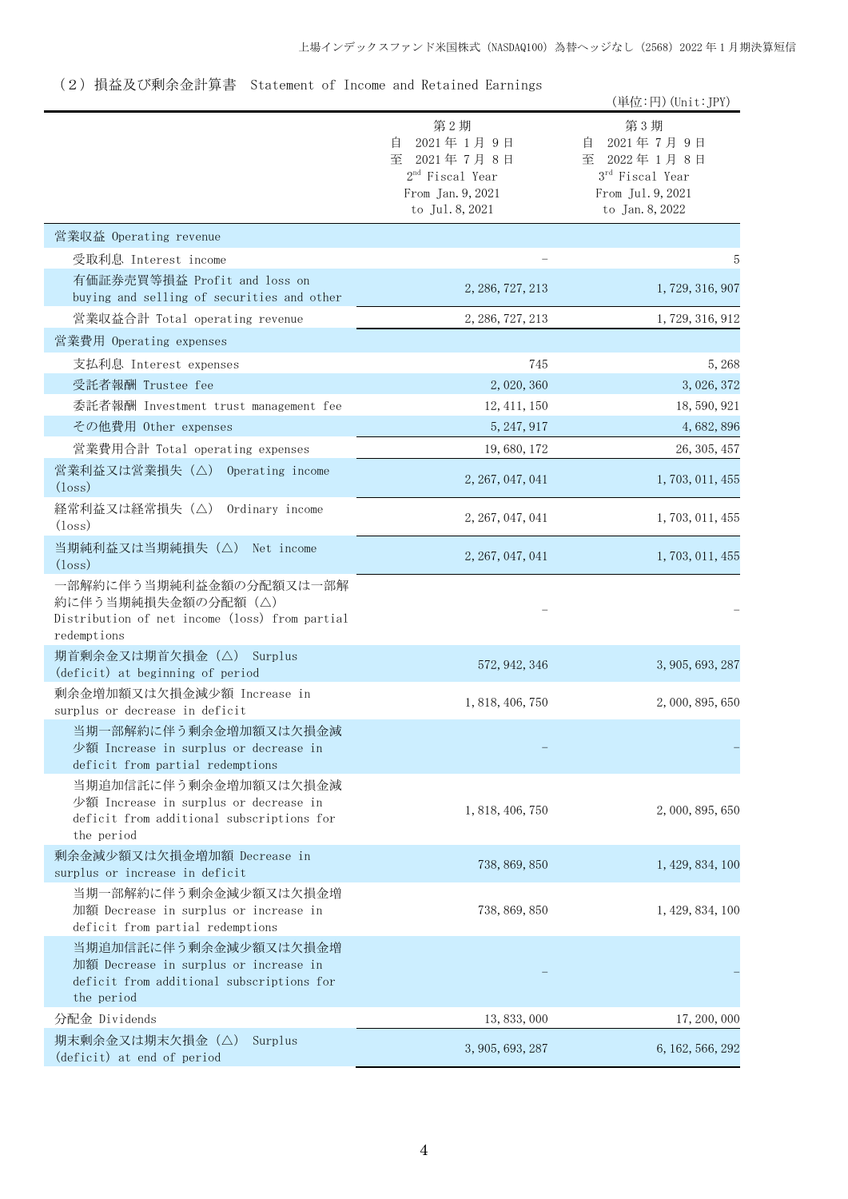## （2）損益及び剰余金計算書　Statement of Income and Retained Earnings

(単位:円)(Unit:JPY)

| | 第2期<br>自 2021年1月9日<br>至 2021年7月8日<br>2nd Fiscal Year<br>From Jan.9,2021<br>to Jul.8,2021 | 第3期<br>自 2021年7月9日<br>至 2022年1月8日<br>3rd Fiscal Year<br>From Jul.9,2021<br>to Jan.8,2022 |
|---|---|---|
| 営業収益 Operating revenue | | |
| 受取利息 Interest income | － | 5 |
| 有価証券売買等損益 Profit and loss on buying and selling of securities and other | 2,286,727,213 | 1,729,316,907 |
| 営業収益合計 Total operating revenue | 2,286,727,213 | 1,729,316,912 |
| 営業費用 Operating expenses | | |
| 支払利息 Interest expenses | 745 | 5,268 |
| 受託者報酬 Trustee fee | 2,020,360 | 3,026,372 |
| 委託者報酬 Investment trust management fee | 12,411,150 | 18,590,921 |
| その他費用 Other expenses | 5,247,917 | 4,682,896 |
| 営業費用合計 Total operating expenses | 19,680,172 | 26,305,457 |
| 営業利益又は営業損失（△） Operating income (loss) | 2,267,047,041 | 1,703,011,455 |
| 経常利益又は経常損失（△） Ordinary income (loss) | 2,267,047,041 | 1,703,011,455 |
| 当期純利益又は当期純損失（△） Net income (loss) | 2,267,047,041 | 1,703,011,455 |
| 一部解約に伴う当期純利益金額の分配額又は一部解約に伴う当期純損失金額の分配額（△） Distribution of net income (loss) from partial redemptions | － | － |
| 期首剰余金又は期首欠損金（△） Surplus (deficit) at beginning of period | 572,942,346 | 3,905,693,287 |
| 剰余金増加額又は欠損金減少額 Increase in surplus or decrease in deficit | 1,818,406,750 | 2,000,895,650 |
| 当期一部解約に伴う剰余金増加額又は欠損金減少額 Increase in surplus or decrease in deficit from partial redemptions | － | － |
| 当期追加信託に伴う剰余金増加額又は欠損金減少額 Increase in surplus or decrease in deficit from additional subscriptions for the period | 1,818,406,750 | 2,000,895,650 |
| 剰余金減少額又は欠損金増加額 Decrease in surplus or increase in deficit | 738,869,850 | 1,429,834,100 |
| 当期一部解約に伴う剰余金減少額又は欠損金増加額 Decrease in surplus or increase in deficit from partial redemptions | 738,869,850 | 1,429,834,100 |
| 当期追加信託に伴う剰余金減少額又は欠損金増加額 Decrease in surplus or increase in deficit from additional subscriptions for the period | － | － |
| 分配金 Dividends | 13,833,000 | 17,200,000 |
| 期末剰余金又は期末欠損金（△） Surplus (deficit) at end of period | 3,905,693,287 | 6,162,566,292 |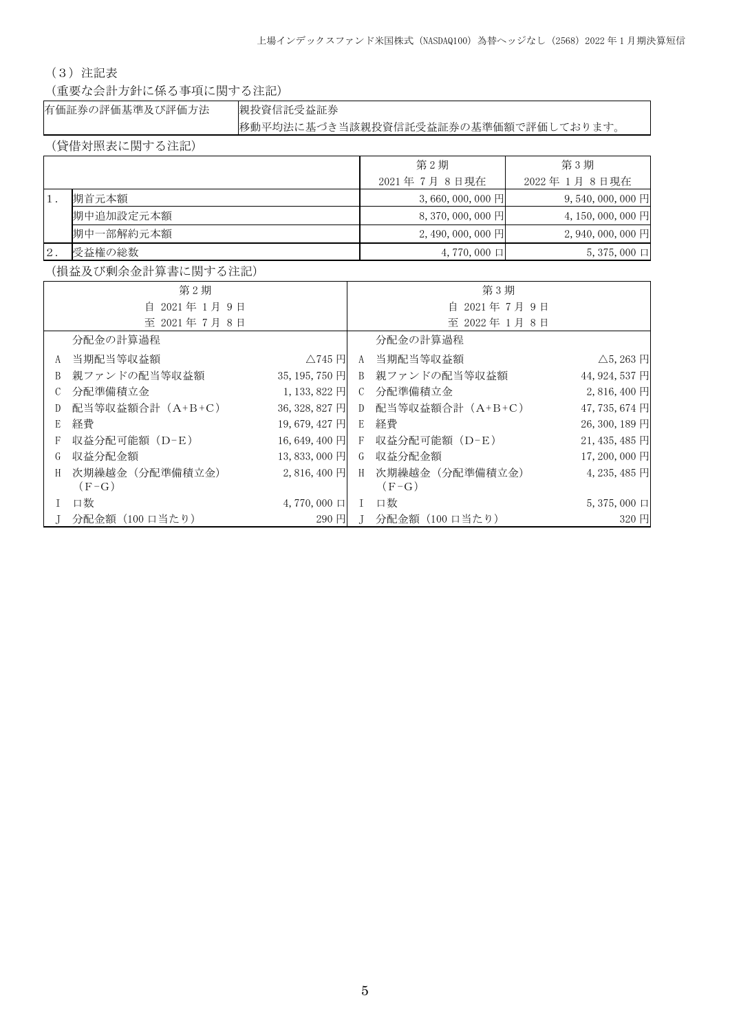（3）注記表

（重要な会計方針に係る事項に関する注記）

| 有価証券の評価基準及び評価方法 | 親投資信託受益証券<br>移動平均法に基づき当該親投資信託受益証券の基準価額で評価しております。 |
|---|---|

（貸借対照表に関する注記）

| | | 第2期<br>2021年 7月 8日現在 | 第3期<br>2022年 1月 8日現在 |
|---|---|---|---|
| 1. | 期首元本額 | 3,660,000,000円 | 9,540,000,000円 |
| | 期中追加設定元本額 | 8,370,000,000円 | 4,150,000,000円 |
| | 期中一部解約元本額 | 2,490,000,000円 | 2,940,000,000円 |
| 2. | 受益権の総数 | 4,770,000口 | 5,375,000口 |

（損益及び剰余金計算書に関する注記）

| 第2期<br>自 2021年 1月 9日<br>至 2021年 7月 8日 | | | 第3期<br>自 2021年 7月 9日<br>至 2022年 1月 8日 | | |
|---|---|---|---|---|---|
| | 分配金の計算過程 | | | 分配金の計算過程 | |
| A | 当期配当等収益額 | △745円 | A | 当期配当等収益額 | △5,263円 |
| B | 親ファンドの配当等収益額 | 35,195,750円 | B | 親ファンドの配当等収益額 | 44,924,537円 |
| C | 分配準備積立金 | 1,133,822円 | C | 分配準備積立金 | 2,816,400円 |
| D | 配当等収益額合計（A+B+C） | 36,328,827円 | D | 配当等収益額合計（A+B+C） | 47,735,674円 |
| E | 経費 | 19,679,427円 | E | 経費 | 26,300,189円 |
| F | 収益分配可能額（D-E） | 16,649,400円 | F | 収益分配可能額（D-E） | 21,435,485円 |
| G | 収益分配金額 | 13,833,000円 | G | 収益分配金額 | 17,200,000円 |
| H | 次期繰越金（分配準備積立金）（F-G） | 2,816,400円 | H | 次期繰越金（分配準備積立金）（F-G） | 4,235,485円 |
| I | 口数 | 4,770,000口 | I | 口数 | 5,375,000口 |
| J | 分配金額（100口当たり） | 290円 | J | 分配金額（100口当たり） | 320円 |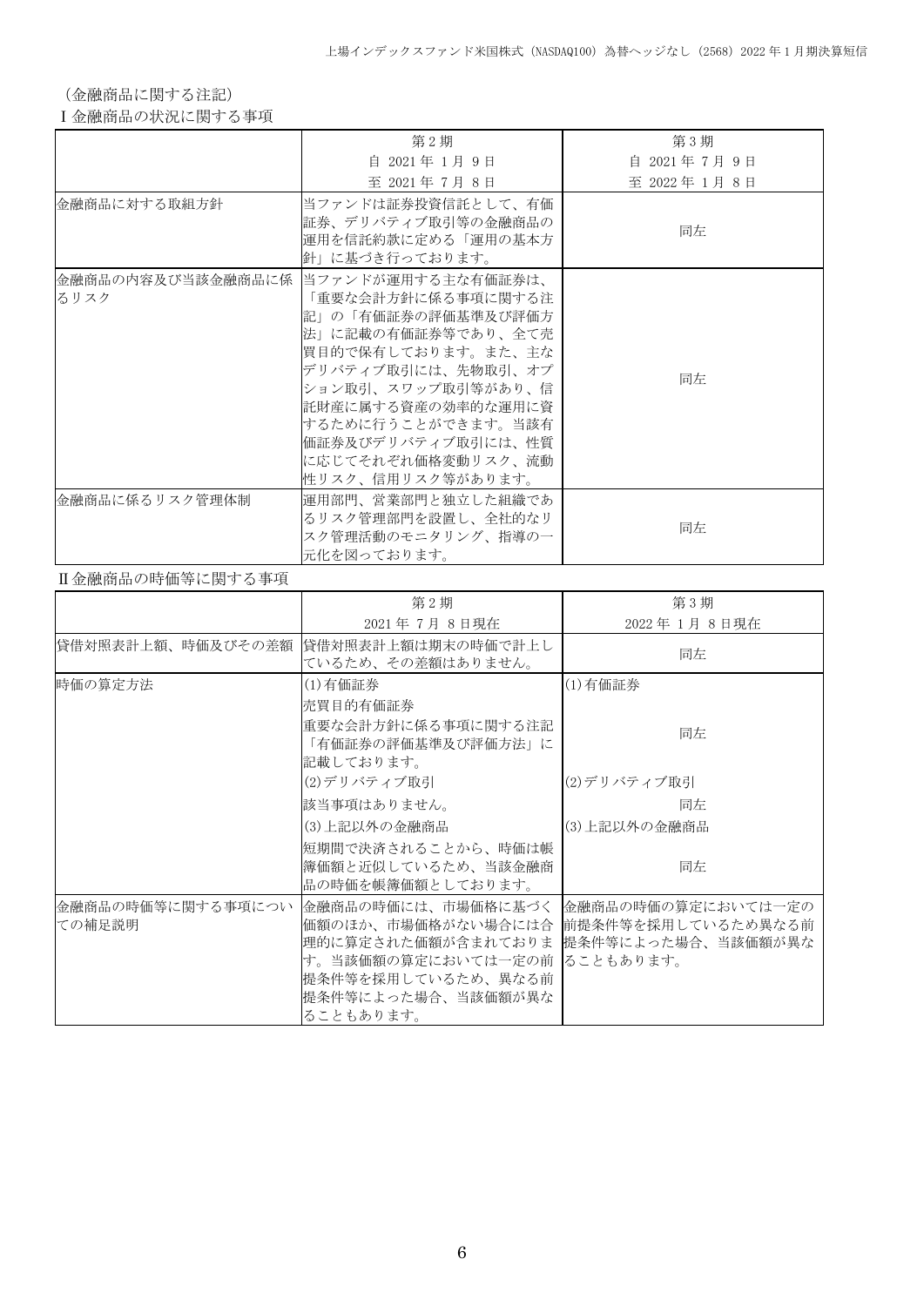（金融商品に関する注記）

Ⅰ金融商品の状況に関する事項

| | 第2期<br>自 2021年 1月 9日<br>至 2021年 7月 8日 | 第3期<br>自 2021年 7月 9日<br>至 2022年 1月 8日 |
|---|---|---|
| 金融商品に対する取組方針 | 当ファンドは証券投資信託として、有価証券、デリバティブ取引等の金融商品の運用を信託約款に定める「運用の基本方針」に基づき行っております。 | 同左 |
| 金融商品の内容及び当該金融商品に係るリスク | 当ファンドが運用する主な有価証券は、「重要な会計方針に係る事項に関する注記」の「有価証券の評価基準及び評価方法」に記載の有価証券等であり、全て売買目的で保有しております。また、主なデリバティブ取引には、先物取引、オプション取引、スワップ取引等があり、信託財産に属する資産の効率的な運用に資するために行うことができます。当該有価証券及びデリバティブ取引には、性質に応じてそれぞれ価格変動リスク、流動性リスク、信用リスク等があります。 | 同左 |
| 金融商品に係るリスク管理体制 | 運用部門、営業部門と独立した組織であるリスク管理部門を設置し、全社的なリスク管理活動のモニタリング、指導の一元化を図っております。 | 同左 |

Ⅱ金融商品の時価等に関する事項

| | 第2期<br>2021年 7月 8日現在 | 第3期<br>2022年 1月 8日現在 |
|---|---|---|
| 貸借対照表計上額、時価及びその差額 | 貸借対照表計上額は期末の時価で計上しているため、その差額はありません。 | 同左 |
| 時価の算定方法 | (1)有価証券<br>売買目的有価証券<br>重要な会計方針に係る事項に関する注記「有価証券の評価基準及び評価方法」に記載しております。<br>(2)デリバティブ取引<br>該当事項はありません。<br>(3)上記以外の金融商品<br>短期間で決済されることから、時価は帳簿価額と近似しているため、当該金融商品の時価を帳簿価額としております。 | (1)有価証券<br>同左<br>(2)デリバティブ取引<br>同左<br>(3)上記以外の金融商品<br>同左 |
| 金融商品の時価等に関する事項についての補足説明 | 金融商品の時価には、市場価格に基づく価額のほか、市場価格がない場合には合理的に算定された価額が含まれております。当該価額の算定においては一定の前提条件等を採用しているため、異なる前提条件等によった場合、当該価額が異なることもあります。 | 金融商品の時価の算定においては一定の前提条件等を採用しているため異なる前提条件等によった場合、当該価額が異なることもあります。 |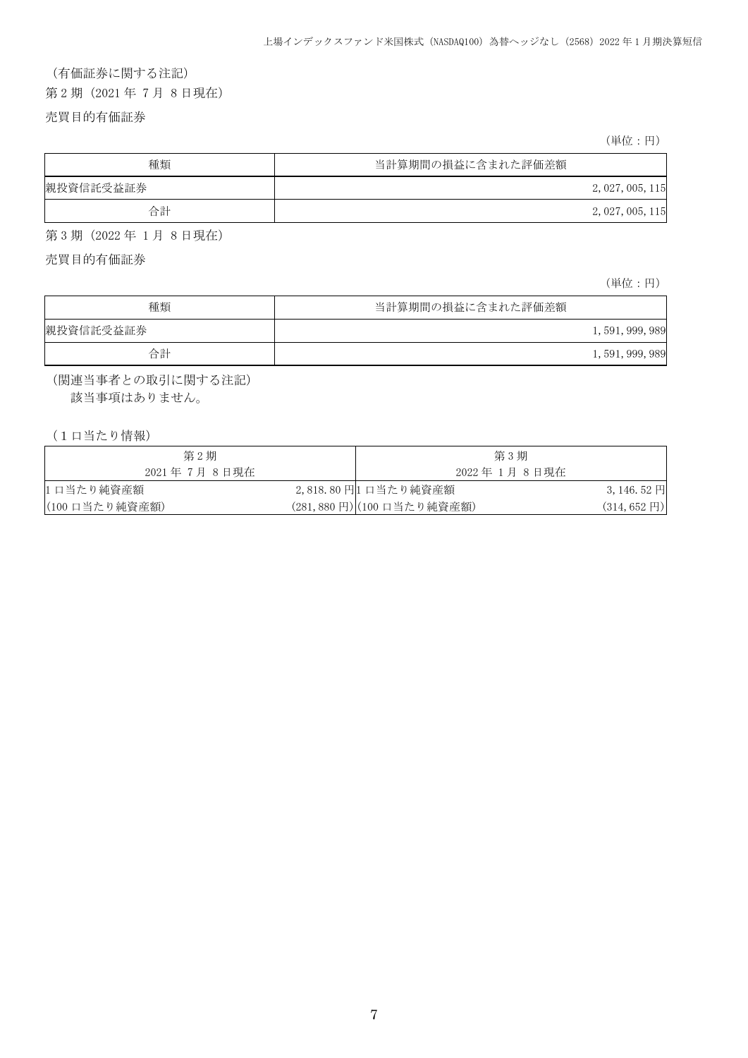（有価証券に関する注記）

第２期（2021 年 ７月 ８日現在）

売買目的有価証券

（単位：円）

| 種類 | 当計算期間の損益に含まれた評価差額 |
| --- | --- |
| 親投資信託受益証券 | 2,027,005,115 |
| 合計 | 2,027,005,115 |

第３期（2022 年 １月 ８日現在）

売買目的有価証券

（単位：円）

| 種類 | 当計算期間の損益に含まれた評価差額 |
| --- | --- |
| 親投資信託受益証券 | 1,591,999,989 |
| 合計 | 1,591,999,989 |

（関連当事者との取引に関する注記）

該当事項はありません。

（１口当たり情報）

| 第２期<br>2021 年 ７月 ８日現在 | | 第３期<br>2022 年 １月 ８日現在 | |
| --- | --- | --- | --- |
| １口当たり純資産額 | 2,818.80 円 | １口当たり純資産額 | 3,146.52 円 |
| (100 口当たり純資産額) | (281,880 円) | (100 口当たり純資産額) | (314,652 円) |